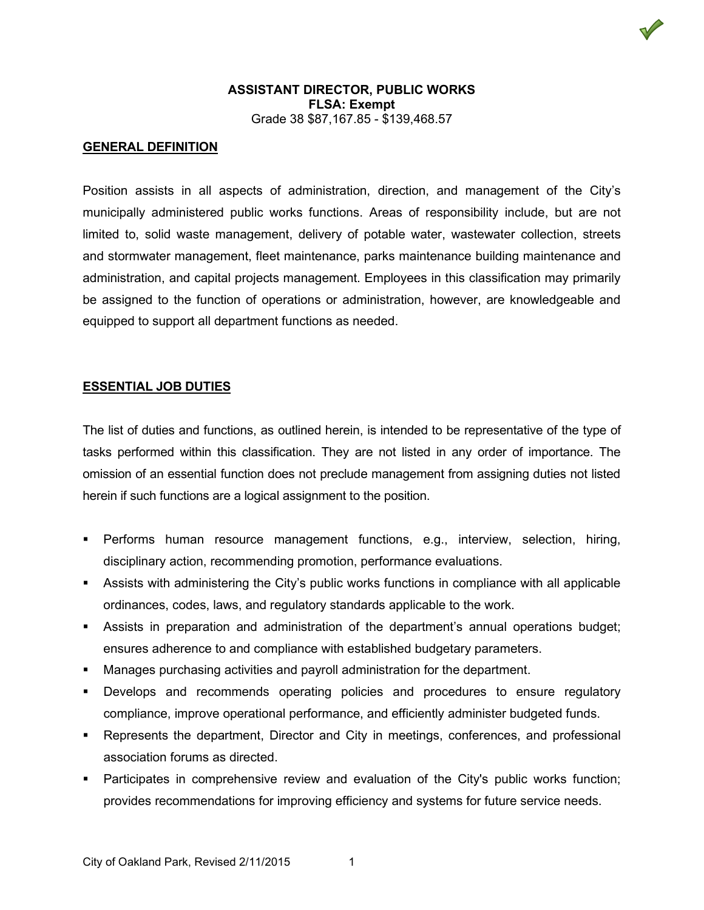**ASSISTANT DIRECTOR, PUBLIC WORKS**
**FLSA: Exempt**
Grade 38 $87,167.85 - $139,468.57

## GENERAL DEFINITION

Position assists in all aspects of administration, direction, and management of the City's municipally administered public works functions. Areas of responsibility include, but are not limited to, solid waste management, delivery of potable water, wastewater collection, streets and stormwater management, fleet maintenance, parks maintenance building maintenance and administration, and capital projects management. Employees in this classification may primarily be assigned to the function of operations or administration, however, are knowledgeable and equipped to support all department functions as needed.

## ESSENTIAL JOB DUTIES

The list of duties and functions, as outlined herein, is intended to be representative of the type of tasks performed within this classification. They are not listed in any order of importance. The omission of an essential function does not preclude management from assigning duties not listed herein if such functions are a logical assignment to the position.

- Performs human resource management functions, e.g., interview, selection, hiring, disciplinary action, recommending promotion, performance evaluations.
- Assists with administering the City's public works functions in compliance with all applicable ordinances, codes, laws, and regulatory standards applicable to the work.
- Assists in preparation and administration of the department's annual operations budget; ensures adherence to and compliance with established budgetary parameters.
- Manages purchasing activities and payroll administration for the department.
- Develops and recommends operating policies and procedures to ensure regulatory compliance, improve operational performance, and efficiently administer budgeted funds.
- Represents the department, Director and City in meetings, conferences, and professional association forums as directed.
- Participates in comprehensive review and evaluation of the City's public works function; provides recommendations for improving efficiency and systems for future service needs.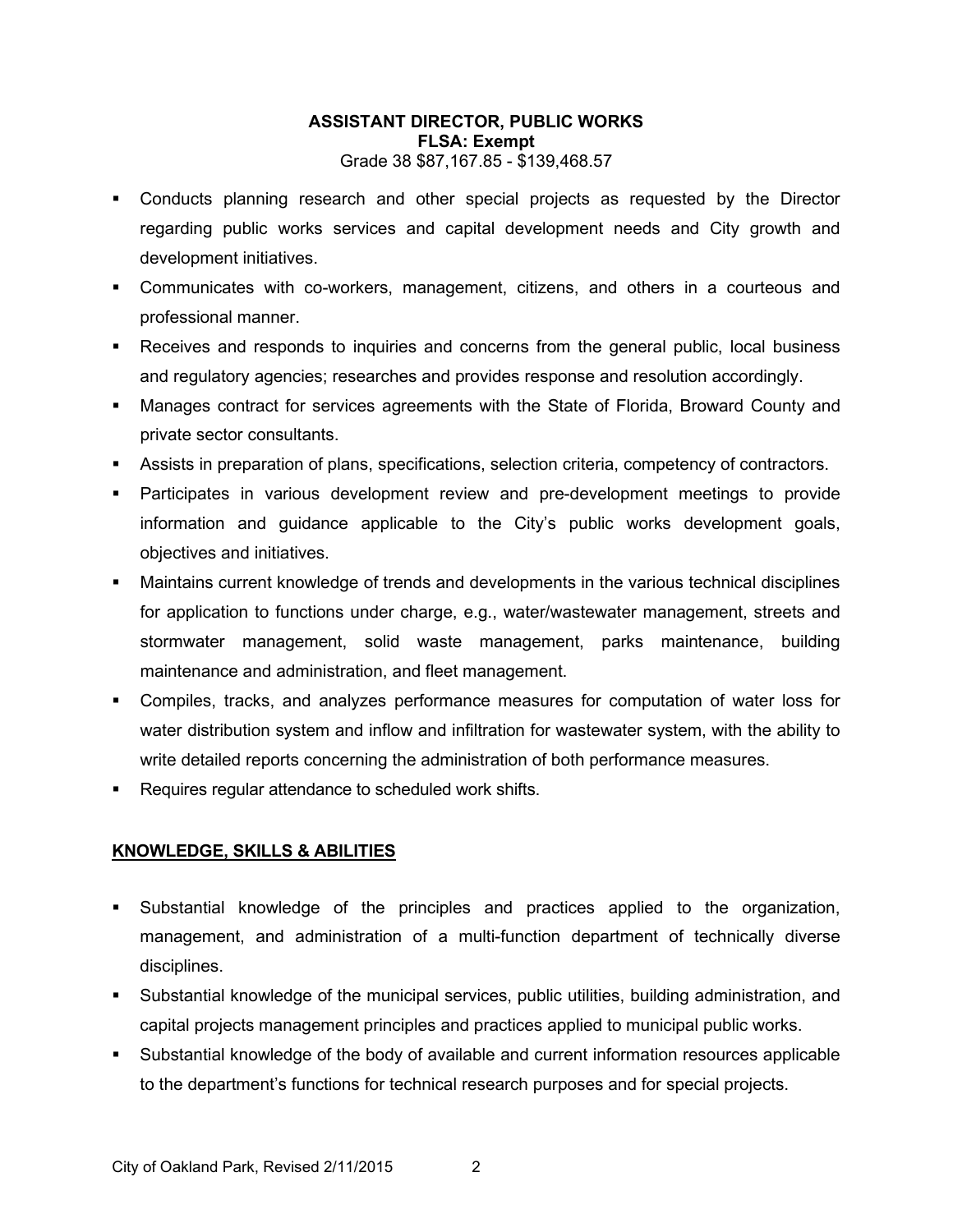**ASSIST﻿ANT DIRECTOR, PUBLIC WORKS**
**FLSA: Exempt**
Grade 38 $87,167.85 - $139,468.57

- Conducts planning research and other special projects as requested by the Director regarding public works services and capital development needs and City growth and development initiatives.
- Communicates with co-workers, management, citizens, and others in a courteous and professional manner.
- Receives and responds to inquiries and concerns from the general public, local business and regulatory agencies; researches and provides response and resolution accordingly.
- Manages contract for services agreements with the State of Florida, Broward County and private sector consultants.
- Assists in preparation of plans, specifications, selection criteria, competency of contractors.
- Participates in various development review and pre-development meetings to provide information and guidance applicable to the City's public works development goals, objectives and initiatives.
- Maintains current knowledge of trends and developments in the various technical disciplines for application to functions under charge, e.g., water/wastewater management, streets and stormwater management, solid waste management, parks maintenance, building maintenance and administration, and fleet management.
- Compiles, tracks, and analyzes performance measures for computation of water loss for water distribution system and inflow and infiltration for wastewater system, with the ability to write detailed reports concerning the administration of both performance measures.
- Requires regular attendance to scheduled work shifts.

## KNOWLEDGE, SKILLS & ABILITIES

- Substantial knowledge of the principles and practices applied to the organization, management, and administration of a multi-function department of technically diverse disciplines.
- Substantial knowledge of the municipal services, public utilities, building administration, and capital projects management principles and practices applied to municipal public works.
- Substantial knowledge of the body of available and current information resources applicable to the department's functions for technical research purposes and for special projects.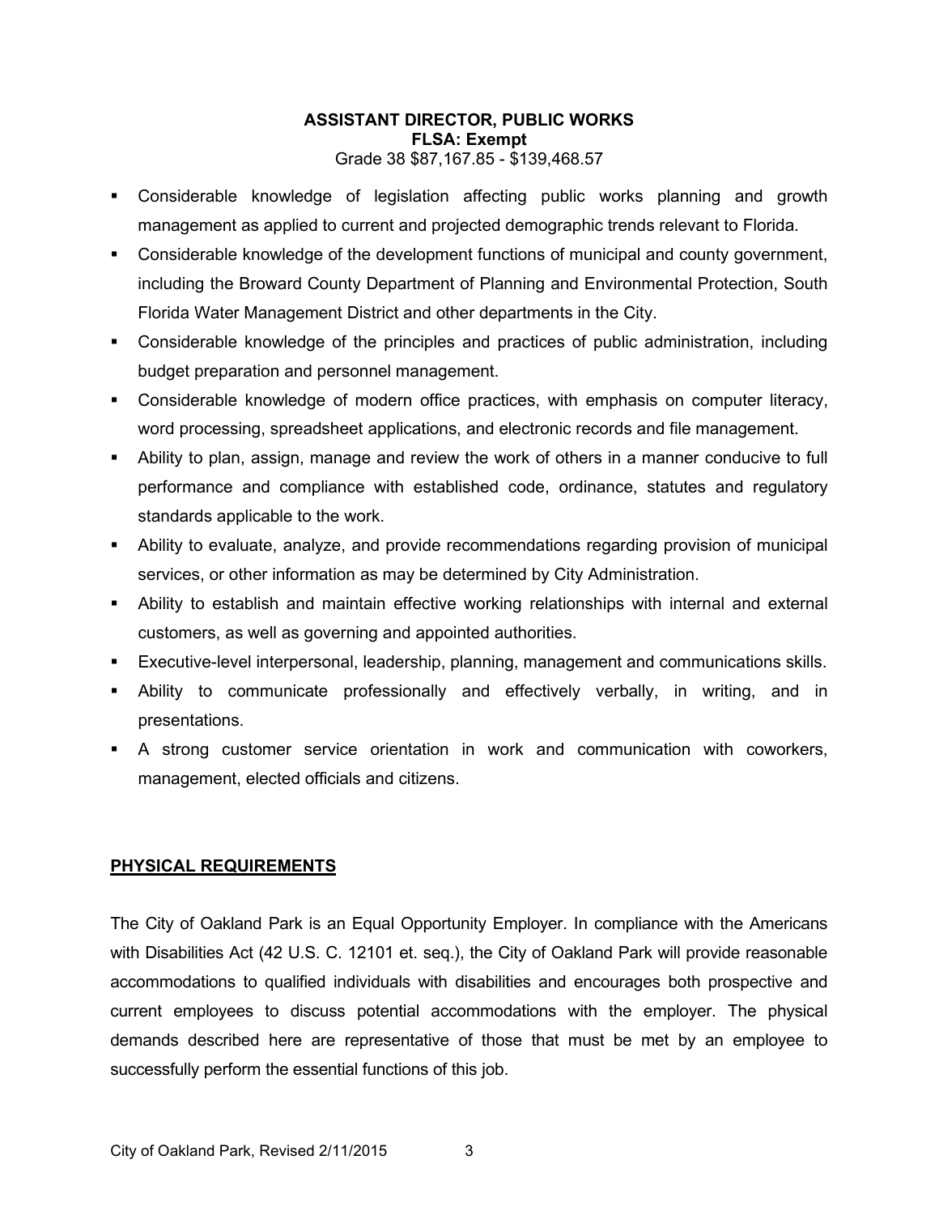**ASSISTANT DIRECTOR, PUBLIC WORKS**
**FLSA: Exempt**
Grade 38 $87,167.85 - $139,468.57

- Considerable knowledge of legislation affecting public works planning and growth management as applied to current and projected demographic trends relevant to Florida.
- Considerable knowledge of the development functions of municipal and county government, including the Broward County Department of Planning and Environmental Protection, South Florida Water Management District and other departments in the City.
- Considerable knowledge of the principles and practices of public administration, including budget preparation and personnel management.
- Considerable knowledge of modern office practices, with emphasis on computer literacy, word processing, spreadsheet applications, and electronic records and file management.
- Ability to plan, assign, manage and review the work of others in a manner conducive to full performance and compliance with established code, ordinance, statutes and regulatory standards applicable to the work.
- Ability to evaluate, analyze, and provide recommendations regarding provision of municipal services, or other information as may be determined by City Administration.
- Ability to establish and maintain effective working relationships with internal and external customers, as well as governing and appointed authorities.
- Executive-level interpersonal, leadership, planning, management and communications skills.
- Ability to communicate professionally and effectively verbally, in writing, and in presentations.
- A strong customer service orientation in work and communication with coworkers, management, elected officials and citizens.

## PHYSICAL REQUIREMENTS

The City of Oakland Park is an Equal Opportunity Employer. In compliance with the Americans with Disabilities Act (42 U.S. C. 12101 et. seq.), the City of Oakland Park will provide reasonable accommodations to qualified individuals with disabilities and encourages both prospective and current employees to discuss potential accommodations with the employer. The physical demands described here are representative of those that must be met by an employee to successfully perform the essential functions of this job.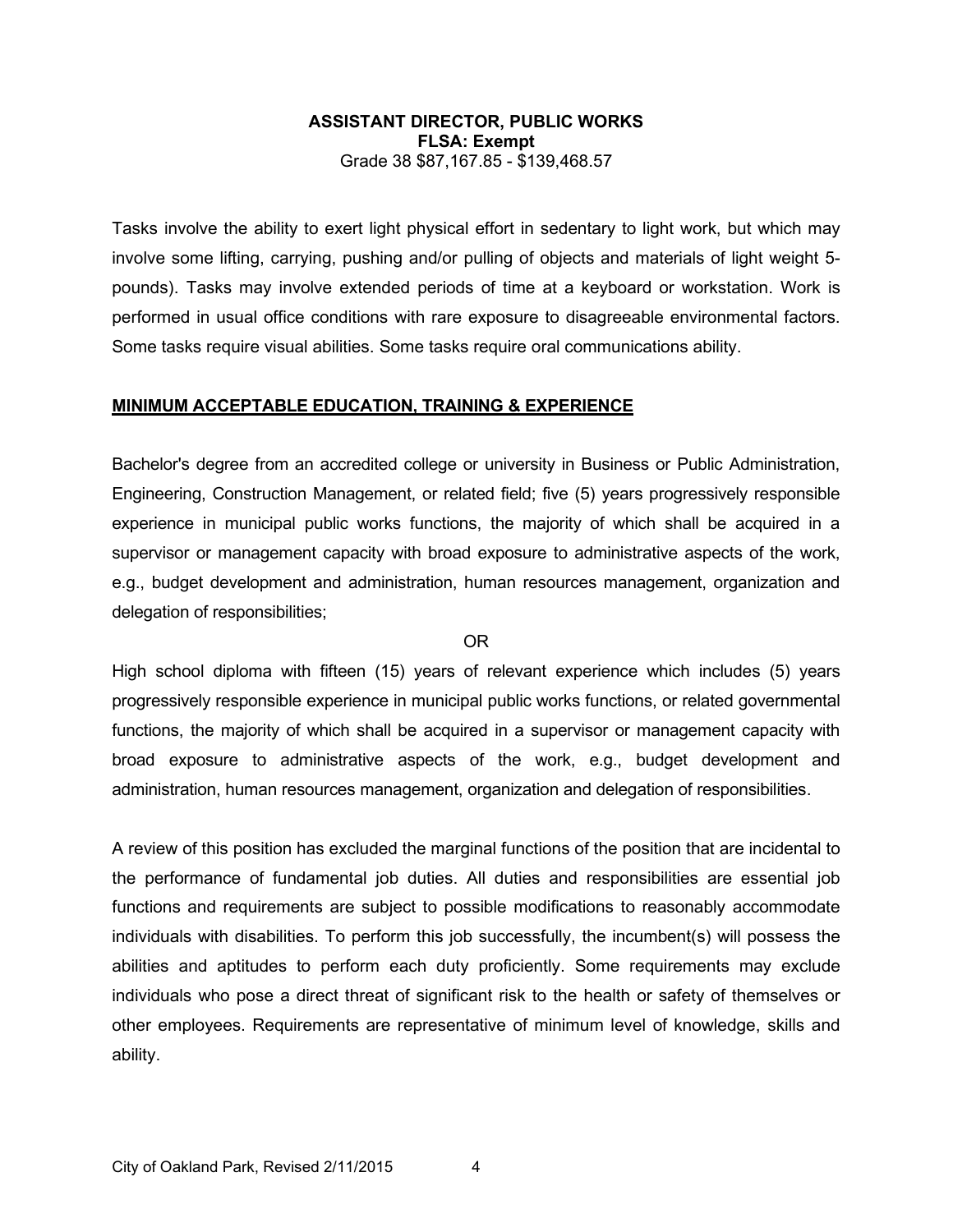**ASSISTANT DIRECTOR, PUBLIC WORKS**
**FLSA: Exempt**
Grade 38 $87,167.85 - $139,468.57

Tasks involve the ability to exert light physical effort in sedentary to light work, but which may involve some lifting, carrying, pushing and/or pulling of objects and materials of light weight 5-pounds). Tasks may involve extended periods of time at a keyboard or workstation. Work is performed in usual office conditions with rare exposure to disagreeable environmental factors. Some tasks require visual abilities. Some tasks require oral communications ability.

## MINIMUM ACCEPTABLE EDUCATION, TRAINING & EXPERIENCE

Bachelor's degree from an accredited college or university in Business or Public Administration, Engineering, Construction Management, or related field; five (5) years progressively responsible experience in municipal public works functions, the majority of which shall be acquired in a supervisor or management capacity with broad exposure to administrative aspects of the work, e.g., budget development and administration, human resources management, organization and delegation of responsibilities;

OR

High school diploma with fifteen (15) years of relevant experience which includes (5) years progressively responsible experience in municipal public works functions, or related governmental functions, the majority of which shall be acquired in a supervisor or management capacity with broad exposure to administrative aspects of the work, e.g., budget development and administration, human resources management, organization and delegation of responsibilities.

A review of this position has excluded the marginal functions of the position that are incidental to the performance of fundamental job duties. All duties and responsibilities are essential job functions and requirements are subject to possible modifications to reasonably accommodate individuals with disabilities. To perform this job successfully, the incumbent(s) will possess the abilities and aptitudes to perform each duty proficiently. Some requirements may exclude individuals who pose a direct threat of significant risk to the health or safety of themselves or other employees. Requirements are representative of minimum level of knowledge, skills and ability.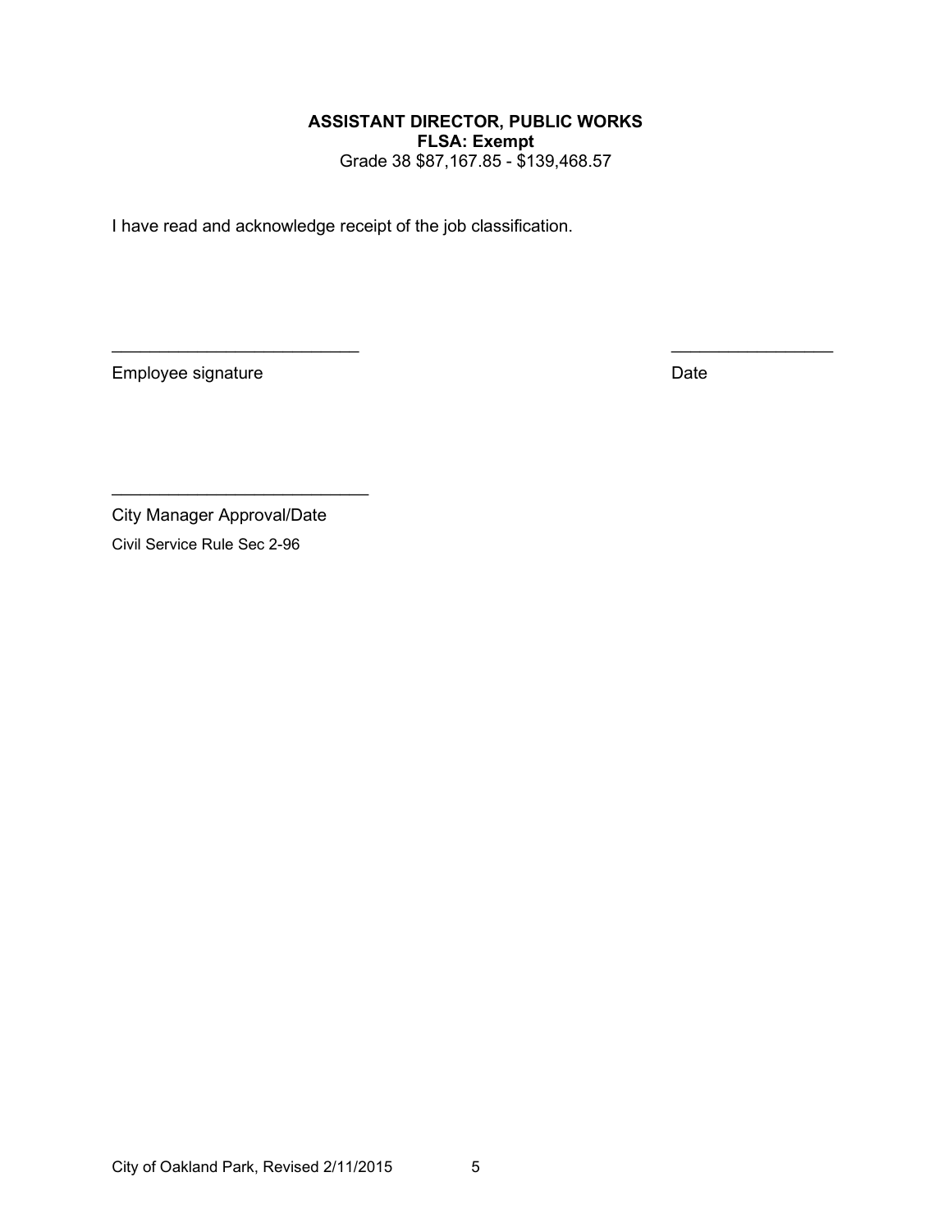**ASSISTANT DIRECTOR, PUBLIC WORKS**
**FLSA: Exempt**
Grade 38 $87,167.85 - $139,468.57

I have read and acknowledge receipt of the job classification.

\_\_\_\_\_\_\_\_\_\_\_\_\_\_\_\_\_\_\_\_\_\_\_\_\_\_ \_\_\_\_\_\_\_\_\_\_\_\_\_\_\_\_\_

Employee signature Date

\_\_\_\_\_\_\_\_\_\_\_\_\_\_\_\_\_\_\_\_\_\_\_\_\_\_\_

City Manager Approval/Date

Civil Service Rule Sec 2-96